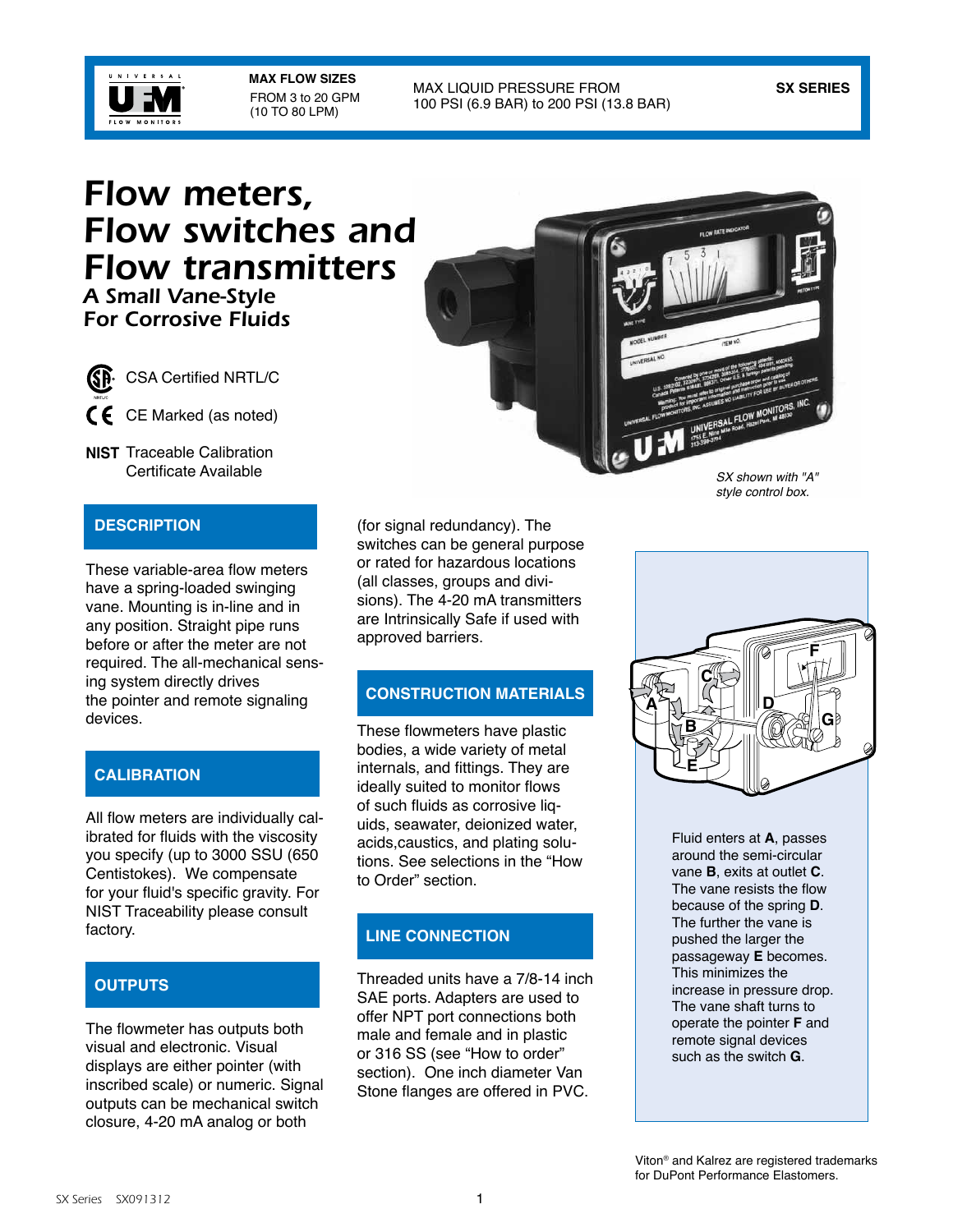MAX FLOW SIZES
FROM 3 to 20 GPM
(10 TO 80 LPM)

MAX LIQUID PRESSURE FROM
100 PSI (6.9 BAR) to 200 PSI (13.8 BAR)

**SX SERIES**

# Flow meters, Flow switches and Flow transmitters

## A Small Vane-Style For Corrosive Fluids

CSA Certified NRTL/C

CE Marked (as noted)

**NIST** Traceable Calibration Certificate Available

*SX shown with "A" style control box.*

## DESCRIPTION

These variable-area flow meters have a spring-loaded swinging vane. Mounting is in-line and in any position. Straight pipe runs before or after the meter are not required. The all-mechanical sensing system directly drives the pointer and remote signaling devices.

## CALIBRATION

All flow meters are individually calibrated for fluids with the viscosity you specify (up to 3000 SSU (650 Centistokes). We compensate for your fluid's specific gravity. For NIST Traceability please consult factory.

## OUTPUTS

The flowmeter has outputs both visual and electronic. Visual displays are either pointer (with inscribed scale) or numeric. Signal outputs can be mechanical switch closure, 4-20 mA analog or both (for signal redundancy). The switches can be general purpose or rated for hazardous locations (all classes, groups and divisions). The 4-20 mA transmitters are Intrinsically Safe if used with approved barriers.

## CONSTRUCTION MATERIALS

These flowmeters have plastic bodies, a wide variety of metal internals, and fittings. They are ideally suited to monitor flows of such fluids as corrosive liquids, seawater, deionized water, acids,caustics, and plating solutions. See selections in the "How to Order" section.

## LINE CONNECTION

Threaded units have a 7/8-14 inch SAE ports. Adapters are used to offer NPT port connections both male and female and in plastic or 316 SS (see "How to order" section). One inch diameter Van Stone flanges are offered in PVC.

Fluid enters at **A**, passes around the semi-circular vane **B**, exits at outlet **C**. The vane resists the flow because of the spring **D**. The further the vane is pushed the larger the passageway **E** becomes. This minimizes the increase in pressure drop. The vane shaft turns to operate the pointer **F** and remote signal devices such as the switch **G**.

Viton® and Kalrez are registered trademarks for DuPont Performance Elastomers.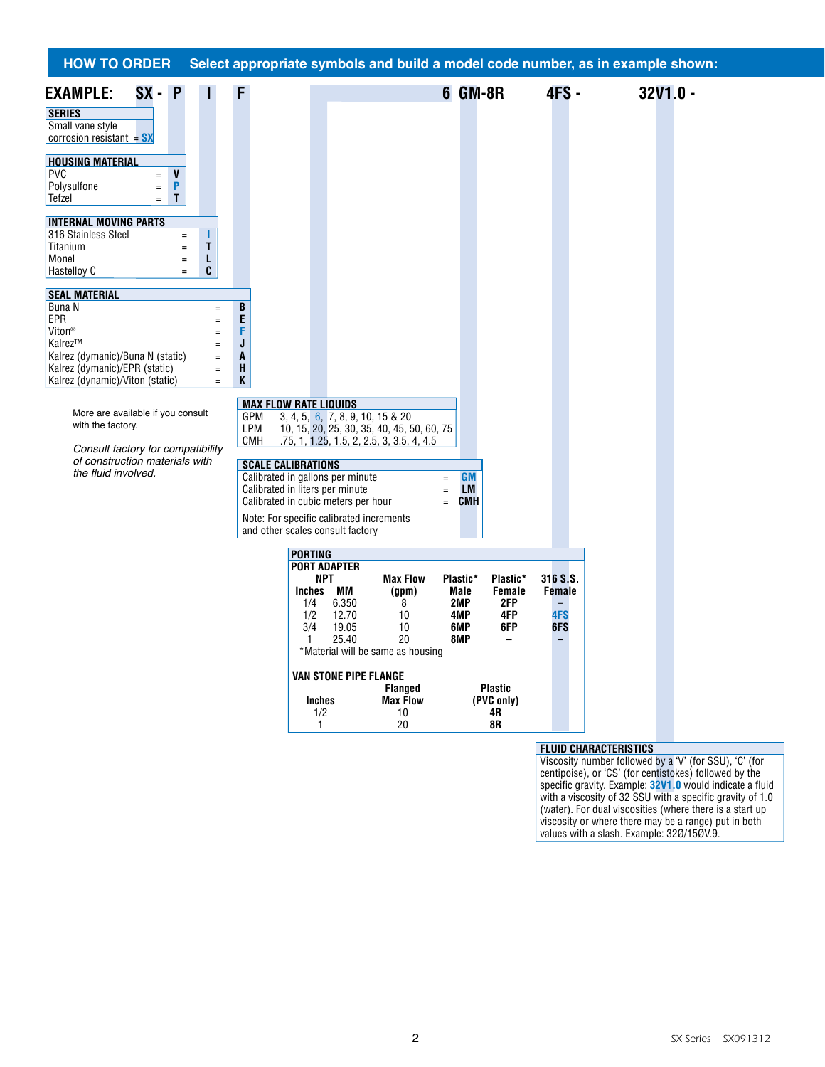## HOW TO ORDER — Select appropriate symbols and build a model code number, as in example shown:

**EXAMPLE: SX - P I F 6 GM-8R 4FS - 32V1.0 -**

### SERIES

| | |
|---|---|
| Small vane style corrosion resistant | = **SX** |

### HOUSING MATERIAL

| | |
|---|---|
| PVC | = **V** |
| Polysulfone | = **P** |
| Tefzel | = **T** |

### INTERNAL MOVING PARTS

| | |
|---|---|
| 316 Stainless Steel | = **I** |
| Titanium | = **T** |
| Monel | = **L** |
| Hastelloy C | = **C** |

### SEAL MATERIAL

| | |
|---|---|
| Buna N | = **B** |
| EPR | = **E** |
| Viton® | = **F** |
| Kalrez™ | = **J** |
| Kalrez (dymamic)/Buna N (static) | = **A** |
| Kalrez (dymamic)/EPR (static) | = **H** |
| Kalrez (dymamic)/Viton (static) | = **K** |

More are available if you consult with the factory.

*Consult factory for compatibility of construction materials with the fluid involved.*

### MAX FLOW RATE LIQUIDS

| | |
|---|---|
| GPM | 3, 4, 5, 6, 7, 8, 9, 10, 15 & 20 |
| LPM | 10, 15, 20, 25, 30, 35, 40, 45, 50, 60, 75 |
| CMH | .75, 1, 1.25, 1.5, 2, 2.5, 3, 3.5, 4, 4.5 |

### SCALE CALIBRATIONS

| | |
|---|---|
| Calibrated in gallons per minute | = **GM** |
| Calibrated in liters per minute | = **LM** |
| Calibrated in cubic meters per hour | = **CMH** |

Note: For specific calibrated increments and other scales consult factory

### PORTING

**PORT ADAPTER**

| NPT Inches | MM | Max Flow (gpm) | Plastic* Male | Plastic* Female | 316 S.S. Female |
|---|---|---|---|---|---|
| 1/4 | 6.350 | 8 | 2MP | 2FP | – |
| 1/2 | 12.70 | 10 | 4MP | 4FP | 4FS |
| 3/4 | 19.05 | 10 | 6MP | 6FP | 6FS |
| 1 | 25.40 | 20 | 8MP | – | – |

*Material will be same as housing

**VAN STONE PIPE FLANGE**

| Inches | Flanged Max Flow | Plastic (PVC only) |
|---|---|---|
| 1/2 | 10 | 4R |
| 1 | 20 | 8R |

### FLUID CHARACTERISTICS

Viscosity number followed by a 'V' (for SSU), 'C' (for centipoise), or 'CS' (for centistokes) followed by the specific gravity. Example: **32V1.0** would indicate a fluid with a viscosity of 32 SSU with a specific gravity of 1.0 (water). For dual viscosities (where there is a start up viscosity or where there may be a range) put in both values with a slash. Example: 32Ø/15ØV.9.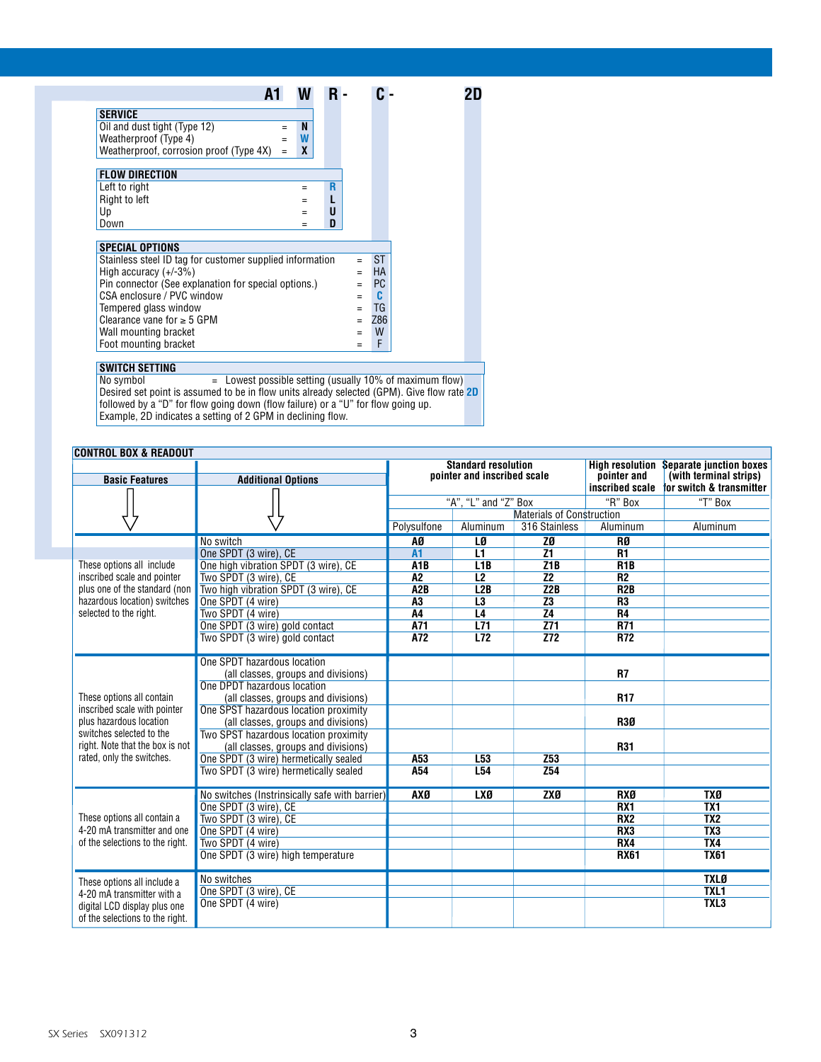**A1 W R - C - 2D**

| SERVICE | | |
|---|---|---|
| Oil and dust tight (Type 12) | = | N |
| Weatherproof (Type 4) | = | **W** |
| Weatherproof, corrosion proof (Type 4X) | = | X |

| FLOW DIRECTION | | |
|---|---|---|
| Left to right | = | **R** |
| Right to left | = | L |
| Up | = | U |
| Down | = | D |

| SPECIAL OPTIONS | | |
|---|---|---|
| Stainless steel ID tag for customer supplied information | = | ST |
| High accuracy (+/-3%) | = | HA |
| Pin connector (See explanation for special options.) | = | PC |
| CSA enclosure / PVC window | = | **C** |
| Tempered glass window | = | TG |
| Clearance vane for ≥ 5 GPM | = | Z86 |
| Wall mounting bracket | = | W |
| Foot mounting bracket | = | F |

**SWITCH SETTING**

No symbol = Lowest possible setting (usually 10% of maximum flow)
Desired set point is assumed to be in flow units already selected (GPM). Give flow rate followed by a "D" for flow going down (flow failure) or a "U" for flow going up. **2D**
Example, 2D indicates a setting of 2 GPM in declining flow.

**CONTROL BOX & READOUT**

| Basic Features | Additional Options | Standard resolution pointer and inscribed scale | | | High resolution pointer and inscribed scale | Separate junction boxes (with terminal strips) for switch & transmitter |
|---|---|---|---|---|---|---|
| | | "A", "L" and "Z" Box | | | "R" Box | "T" Box |
| | | Materials of Construction | | | | |
| | | Polysulfone | Aluminum | 316 Stainless | Aluminum | Aluminum |
| These options all include inscribed scale and pointer plus one of the standard (non hazardous location) switches selected to the right. | No switch | AØ | LØ | ZØ | RØ | |
| | One SPDT (3 wire), CE | **A1** | L1 | Z1 | R1 | |
| | One high vibration SPDT (3 wire), CE | A1B | L1B | Z1B | R1B | |
| | Two SPDT (3 wire), CE | A2 | L2 | Z2 | R2 | |
| | Two high vibration SPDT (3 wire), CE | A2B | L2B | Z2B | R2B | |
| | One SPDT (4 wire) | A3 | L3 | Z3 | R3 | |
| | Two SPDT (4 wire) | A4 | L4 | Z4 | R4 | |
| | One SPDT (3 wire) gold contact | A71 | L71 | Z71 | R71 | |
| | Two SPDT (3 wire) gold contact | A72 | L72 | Z72 | R72 | |
| These options all contain inscribed scale with pointer plus hazardous location switches selected to the right. Note that the box is not rated, only the switches. | One SPDT hazardous location (all classes, groups and divisions) | | | | R7 | |
| | One DPDT hazardous location (all classes, groups and divisions) | | | | R17 | |
| | One SPST hazardous location proximity (all classes, groups and divisions) | | | | R3Ø | |
| | Two SPST hazardous location proximity (all classes, groups and divisions) | | | | R31 | |
| | One SPDT (3 wire) hermetically sealed | A53 | L53 | Z53 | | |
| | Two SPDT (3 wire) hermetically sealed | A54 | L54 | Z54 | | |
| These options all contain a 4-20 mA transmitter and one of the selections to the right. | No switches (Instrinsically safe with barrier) | AXØ | LXØ | ZXØ | RXØ | TXØ |
| | One SPDT (3 wire), CE | | | | RX1 | TX1 |
| | Two SPDT (3 wire), CE | | | | RX2 | TX2 |
| | One SPDT (4 wire) | | | | RX3 | TX3 |
| | Two SPDT (4 wire) | | | | RX4 | TX4 |
| | One SPDT (3 wire) high temperature | | | | RX61 | TX61 |
| These options all include a 4-20 mA transmitter with a digital LCD display plus one of the selections to the right. | No switches | | | | | TXLØ |
| | One SPDT (3 wire), CE | | | | | TXL1 |
| | One SPDT (4 wire) | | | | | TXL3 |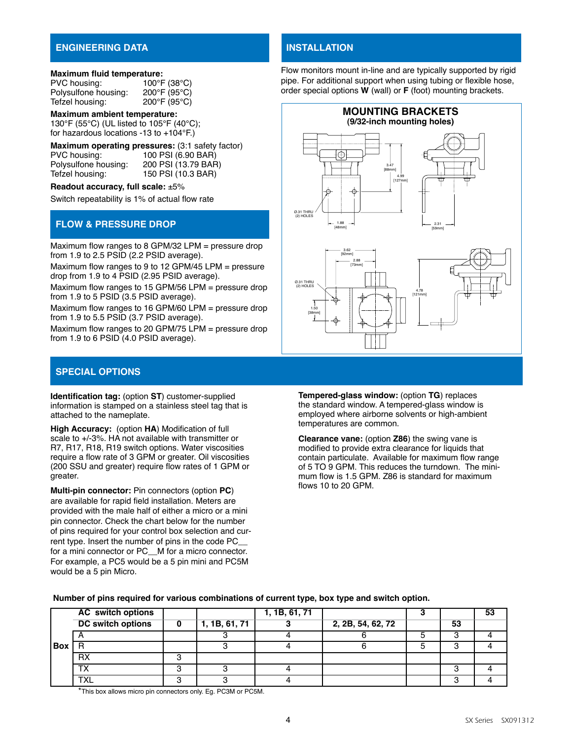## ENGINEERING DATA

**Maximum fluid temperature:**

| | |
|---|---|
| PVC housing: | 100°F (38°C) |
| Polysulfone housing: | 200°F (95°C) |
| Tefzel housing: | 200°F (95°C) |

**Maximum ambient temperature:**
130°F (55°C) (UL listed to 105°F (40°C);
for hazardous locations -13 to +104°F.)

**Maximum operating pressures:** (3:1 safety factor)

| | |
|---|---|
| PVC housing: | 100 PSI (6.90 BAR) |
| Polysulfone housing: | 200 PSI (13.79 BAR) |
| Tefzel housing: | 150 PSI (10.3 BAR) |

**Readout accuracy, full scale:** ±5%

Switch repeatability is 1% of actual flow rate

## FLOW & PRESSURE DROP

Maximum flow ranges to 8 GPM/32 LPM = pressure drop from 1.9 to 2.5 PSID (2.2 PSID average).

Maximum flow ranges to 9 to 12 GPM/45 LPM = pressure drop from 1.9 to 4 PSID (2.95 PSID average).

Maximum flow ranges to 15 GPM/56 LPM = pressure drop from 1.9 to 5 PSID (3.5 PSID average).

Maximum flow ranges to 16 GPM/60 LPM = pressure drop from 1.9 to 5.5 PSID (3.7 PSID average).

Maximum flow ranges to 20 GPM/75 LPM = pressure drop from 1.9 to 6 PSID (4.0 PSID average).

## INSTALLATION

Flow monitors mount in-line and are typically supported by rigid pipe. For additional support when using tubing or flexible hose, order special options **W** (wall) or **F** (foot) mounting brackets.

**MOUNTING BRACKETS**
**(9/32-inch mounting holes)**

## SPECIAL OPTIONS

**Identification tag:** (option **ST**) customer-supplied information is stamped on a stainless steel tag that is attached to the nameplate.

**High Accuracy:** (option **HA**) Modification of full scale to +/-3%. HA not available with transmitter or R7, R17, R18, R19 switch options. Water viscosities require a flow rate of 3 GPM or greater. Oil viscosities (200 SSU and greater) require flow rates of 1 GPM or greater.

**Multi-pin connector:** Pin connectors (option **PC**) are available for rapid field installation. Meters are provided with the male half of either a micro or a mini pin connector. Check the chart below for the number of pins required for your control box selection and current type. Insert the number of pins in the code PC__ for a mini connector or PC__M for a micro connector. For example, a PC5 would be a 5 pin mini and PC5M would be a 5 pin Micro.

**Tempered-glass window:** (option **TG**) replaces the standard window. A tempered-glass window is employed where airborne solvents or high-ambient temperatures are common.

**Clearance vane:** (option **Z86**) the swing vane is modified to provide extra clearance for liquids that contain particulate. Available for maximum flow range of 5 TO 9 GPM. This reduces the turndown. The minimum flow is 1.5 GPM. Z86 is standard for maximum flows 10 to 20 GPM.

**Number of pins required for various combinations of current type, box type and switch option.**

| | **AC switch options** | | | **1, 1B, 61, 71** | | **3** | | **53** |
|---|---|---|---|---|---|---|---|---|
| | **DC switch options** | **0** | **1, 1B, 61, 71** | **3** | **2, 2B, 54, 62, 72** | | **53** | |
| **Box** | A | | 3 | 4 | 6 | 5 | 3 | 4 |
| | R | | 3 | 4 | 6 | 5 | 3 | 4 |
| | RX | 3 | | | | | | |
| | TX | 3 | 3 | 4 | | | 3 | 4 |
| | TXL | 3 | 3 | 4 | | | 3 | 4 |

*This box allows micro pin connectors only. Eg. PC3M or PC5M.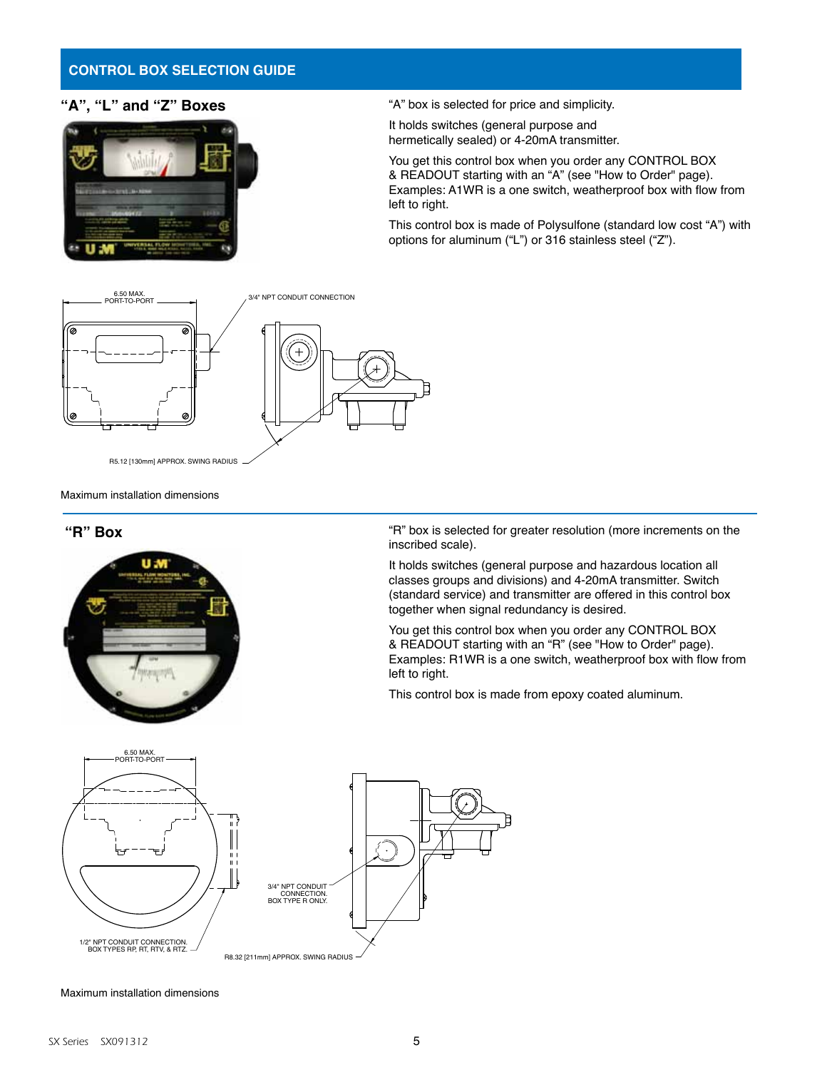## CONTROL BOX SELECTION GUIDE

### “A”, “L” and “Z” Boxes

“A” box is selected for price and simplicity.

It holds switches (general purpose and hermetically sealed) or 4-20mA transmitter.

You get this control box when you order any CONTROL BOX & READOUT starting with an “A” (see "How to Order" page). Examples: A1WR is a one switch, weatherproof box with flow from left to right.

This control box is made of Polysulfone (standard low cost “A”) with options for aluminum (“L”) or 316 stainless steel (“Z”).

6.50 MAX. PORT-TO-PORT

3/4" NPT CONDUIT CONNECTION

R5.12 [130mm] APPROX. SWING RADIUS

Maximum installation dimensions

### “R” Box

“R” box is selected for greater resolution (more increments on the inscribed scale).

It holds switches (general purpose and hazardous location all classes groups and divisions) and 4-20mA transmitter. Switch (standard service) and transmitter are offered in this control box together when signal redundancy is desired.

You get this control box when you order any CONTROL BOX & READOUT starting with an “R” (see "How to Order" page). Examples: R1WR is a one switch, weatherproof box with flow from left to right.

This control box is made from epoxy coated aluminum.

6.50 MAX. PORT-TO-PORT

3/4" NPT CONDUIT CONNECTION. BOX TYPE R ONLY.

1/2" NPT CONDUIT CONNECTION. BOX TYPES RP, RT, RTV, & RTZ.

R8.32 [211mm] APPROX. SWING RADIUS

Maximum installation dimensions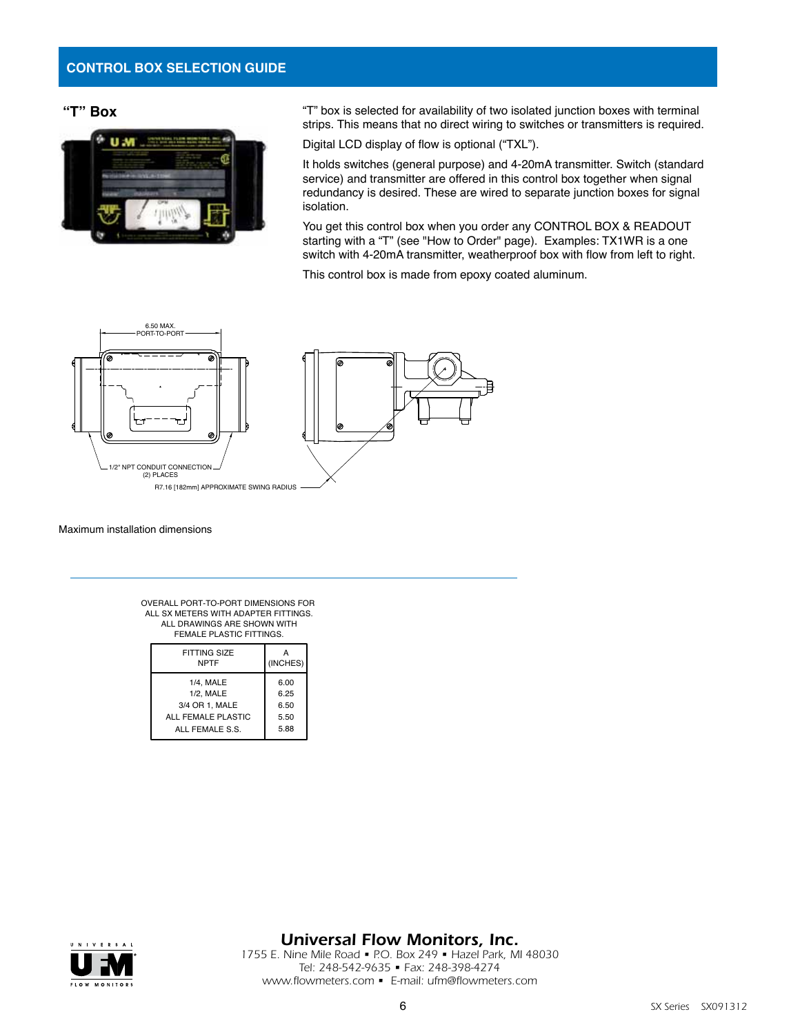## CONTROL BOX SELECTION GUIDE

### "T" Box

"T" box is selected for availability of two isolated junction boxes with terminal strips. This means that no direct wiring to switches or transmitters is required.

Digital LCD display of flow is optional ("TXL").

It holds switches (general purpose) and 4-20mA transmitter. Switch (standard service) and transmitter are offered in this control box together when signal redundancy is desired. These are wired to separate junction boxes for signal isolation.

You get this control box when you order any CONTROL BOX & READOUT starting with a "T" (see "How to Order" page). Examples: TX1WR is a one switch with 4-20mA transmitter, weatherproof box with flow from left to right.

This control box is made from epoxy coated aluminum.

6.50 MAX.
PORT-TO-PORT

1/2" NPT CONDUIT CONNECTION
(2) PLACES

R7.16 [182mm] APPROXIMATE SWING RADIUS

Maximum installation dimensions

OVERALL PORT-TO-PORT DIMENSIONS FOR ALL SX METERS WITH ADAPTER FITTINGS. ALL DRAWINGS ARE SHOWN WITH FEMALE PLASTIC FITTINGS.

| FITTING SIZE NPTF | A (INCHES) |
|---|---|
| 1/4, MALE | 6.00 |
| 1/2, MALE | 6.25 |
| 3/4 OR 1, MALE | 6.50 |
| ALL FEMALE PLASTIC | 5.50 |
| ALL FEMALE S.S. | 5.88 |

**Universal Flow Monitors, Inc.**
1755 E. Nine Mile Road ▪ P.O. Box 249 ▪ Hazel Park, MI 48030
Tel: 248-542-9635 ▪ Fax: 248-398-4274
www.flowmeters.com ▪ E-mail: ufm@flowmeters.com